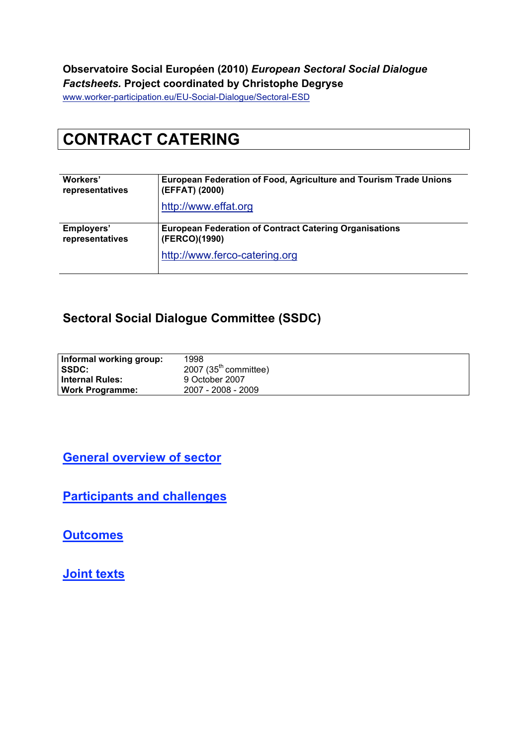**Observatoire Social Européen (2010)** ***European Sectoral Social Dialogue Factsheets.*** **Project coordinated by Christophe Degryse**

www.worker-participation.eu/EU-Social-Dialogue/Sectoral-ESD

# CONTRACT CATERING

| | |
|---|---|
| **Workers' representatives** | **European Federation of Food, Agriculture and Tourism Trade Unions (EFFAT) (2000)**<br>http://www.effat.org |
| **Employers' representatives** | **European Federation of Contract Catering Organisations (FERCO)(1990)**<br>http://www.ferco-catering.org |

## Sectoral Social Dialogue Committee (SSDC)

| | |
|---|---|
| **Informal working group:** | 1998 |
| **SSDC:** | 2007 (35th committee) |
| **Internal Rules:** | 9 October 2007 |
| **Work Programme:** | 2007 - 2008 - 2009 |

## General overview of sector

## Participants and challenges

## Outcomes

## Joint texts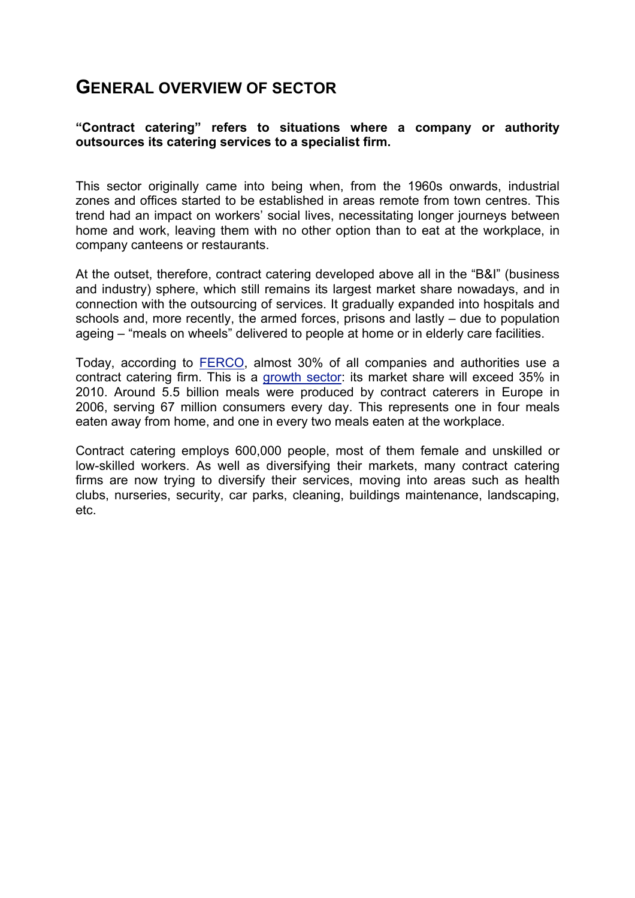## GENERAL OVERVIEW OF SECTOR

**"Contract catering" refers to situations where a company or authority outsources its catering services to a specialist firm.**

This sector originally came into being when, from the 1960s onwards, industrial zones and offices started to be established in areas remote from town centres. This trend had an impact on workers' social lives, necessitating longer journeys between home and work, leaving them with no other option than to eat at the workplace, in company canteens or restaurants.

At the outset, therefore, contract catering developed above all in the "B&I" (business and industry) sphere, which still remains its largest market share nowadays, and in connection with the outsourcing of services. It gradually expanded into hospitals and schools and, more recently, the armed forces, prisons and lastly – due to population ageing – "meals on wheels" delivered to people at home or in elderly care facilities.

Today, according to FERCO, almost 30% of all companies and authorities use a contract catering firm. This is a growth sector: its market share will exceed 35% in 2010. Around 5.5 billion meals were produced by contract caterers in Europe in 2006, serving 67 million consumers every day. This represents one in four meals eaten away from home, and one in every two meals eaten at the workplace.

Contract catering employs 600,000 people, most of them female and unskilled or low-skilled workers. As well as diversifying their markets, many contract catering firms are now trying to diversify their services, moving into areas such as health clubs, nurseries, security, car parks, cleaning, buildings maintenance, landscaping, etc.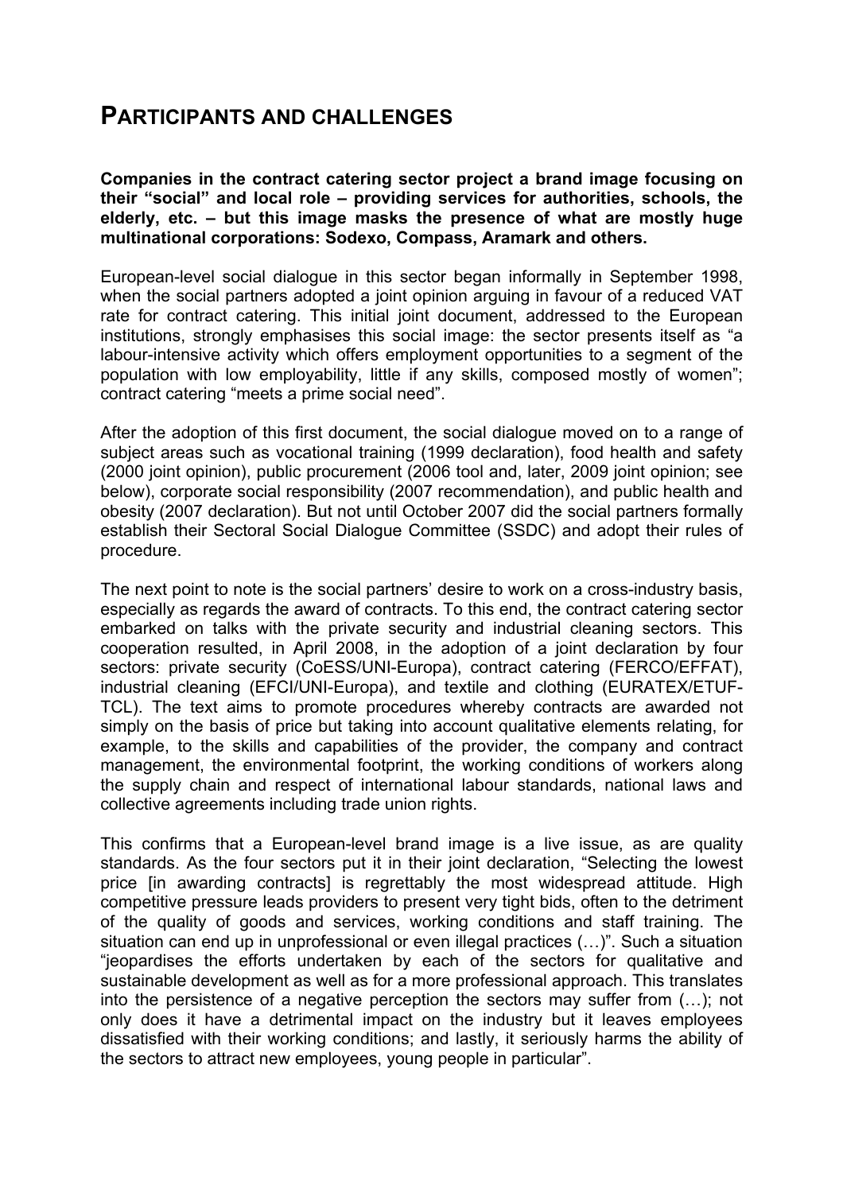# PARTICIPANTS AND CHALLENGES

**Companies in the contract catering sector project a brand image focusing on their "social" and local role – providing services for authorities, schools, the elderly, etc. – but this image masks the presence of what are mostly huge multinational corporations: Sodexo, Compass, Aramark and others.**

European-level social dialogue in this sector began informally in September 1998, when the social partners adopted a joint opinion arguing in favour of a reduced VAT rate for contract catering. This initial joint document, addressed to the European institutions, strongly emphasises this social image: the sector presents itself as "a labour-intensive activity which offers employment opportunities to a segment of the population with low employability, little if any skills, composed mostly of women"; contract catering "meets a prime social need".

After the adoption of this first document, the social dialogue moved on to a range of subject areas such as vocational training (1999 declaration), food health and safety (2000 joint opinion), public procurement (2006 tool and, later, 2009 joint opinion; see below), corporate social responsibility (2007 recommendation), and public health and obesity (2007 declaration). But not until October 2007 did the social partners formally establish their Sectoral Social Dialogue Committee (SSDC) and adopt their rules of procedure.

The next point to note is the social partners' desire to work on a cross-industry basis, especially as regards the award of contracts. To this end, the contract catering sector embarked on talks with the private security and industrial cleaning sectors. This cooperation resulted, in April 2008, in the adoption of a joint declaration by four sectors: private security (CoESS/UNI-Europa), contract catering (FERCO/EFFAT), industrial cleaning (EFCI/UNI-Europa), and textile and clothing (EURATEX/ETUF-TCL). The text aims to promote procedures whereby contracts are awarded not simply on the basis of price but taking into account qualitative elements relating, for example, to the skills and capabilities of the provider, the company and contract management, the environmental footprint, the working conditions of workers along the supply chain and respect of international labour standards, national laws and collective agreements including trade union rights.

This confirms that a European-level brand image is a live issue, as are quality standards. As the four sectors put it in their joint declaration, "Selecting the lowest price [in awarding contracts] is regrettably the most widespread attitude. High competitive pressure leads providers to present very tight bids, often to the detriment of the quality of goods and services, working conditions and staff training. The situation can end up in unprofessional or even illegal practices (…)". Such a situation "jeopardises the efforts undertaken by each of the sectors for qualitative and sustainable development as well as for a more professional approach. This translates into the persistence of a negative perception the sectors may suffer from (…); not only does it have a detrimental impact on the industry but it leaves employees dissatisfied with their working conditions; and lastly, it seriously harms the ability of the sectors to attract new employees, young people in particular".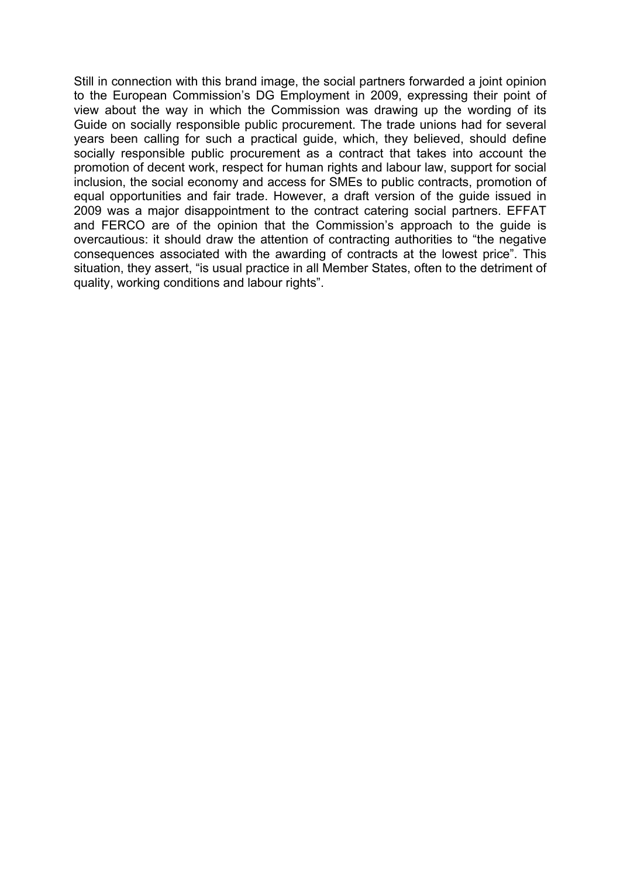Still in connection with this brand image, the social partners forwarded a joint opinion to the European Commission's DG Employment in 2009, expressing their point of view about the way in which the Commission was drawing up the wording of its Guide on socially responsible public procurement. The trade unions had for several years been calling for such a practical guide, which, they believed, should define socially responsible public procurement as a contract that takes into account the promotion of decent work, respect for human rights and labour law, support for social inclusion, the social economy and access for SMEs to public contracts, promotion of equal opportunities and fair trade. However, a draft version of the guide issued in 2009 was a major disappointment to the contract catering social partners. EFFAT and FERCO are of the opinion that the Commission's approach to the guide is overcautious: it should draw the attention of contracting authorities to "the negative consequences associated with the awarding of contracts at the lowest price". This situation, they assert, "is usual practice in all Member States, often to the detriment of quality, working conditions and labour rights".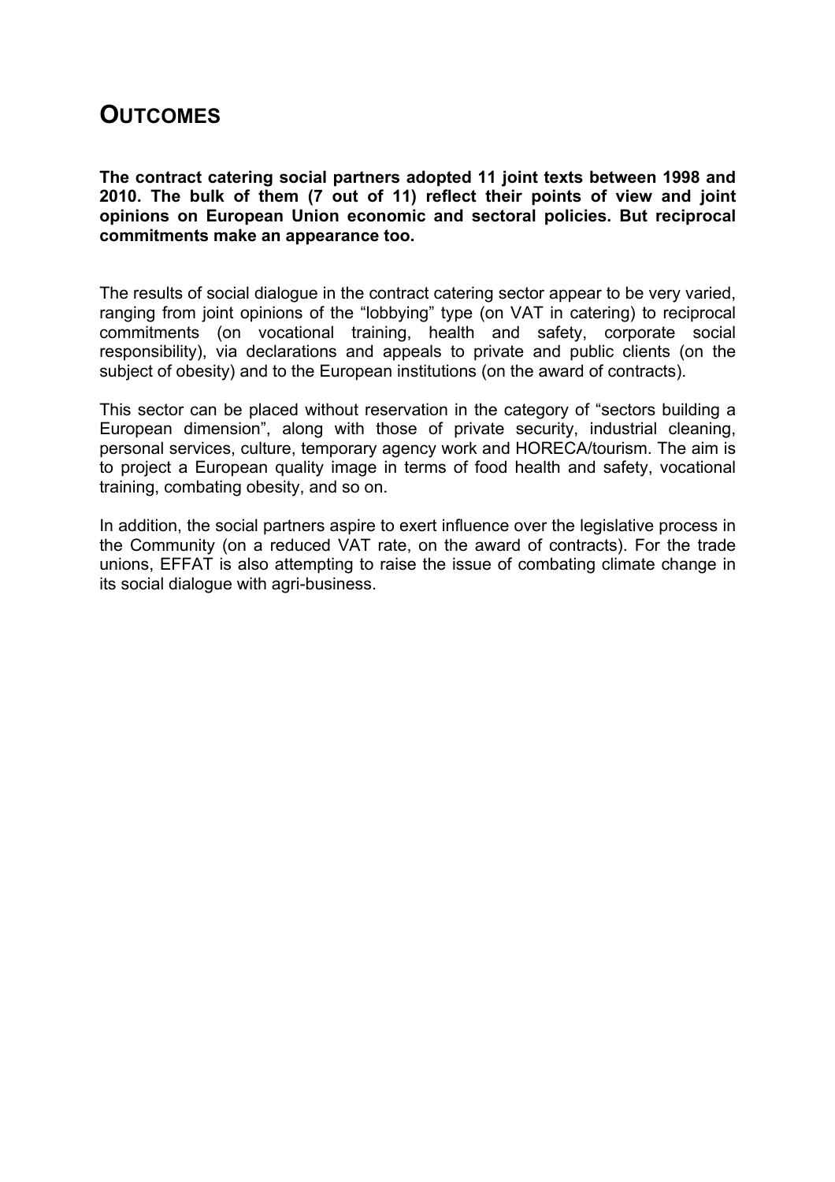## OUTCOMES

**The contract catering social partners adopted 11 joint texts between 1998 and 2010. The bulk of them (7 out of 11) reflect their points of view and joint opinions on European Union economic and sectoral policies. But reciprocal commitments make an appearance too.**

The results of social dialogue in the contract catering sector appear to be very varied, ranging from joint opinions of the "lobbying" type (on VAT in catering) to reciprocal commitments (on vocational training, health and safety, corporate social responsibility), via declarations and appeals to private and public clients (on the subject of obesity) and to the European institutions (on the award of contracts).

This sector can be placed without reservation in the category of "sectors building a European dimension", along with those of private security, industrial cleaning, personal services, culture, temporary agency work and HORECA/tourism. The aim is to project a European quality image in terms of food health and safety, vocational training, combating obesity, and so on.

In addition, the social partners aspire to exert influence over the legislative process in the Community (on a reduced VAT rate, on the award of contracts). For the trade unions, EFFAT is also attempting to raise the issue of combating climate change in its social dialogue with agri-business.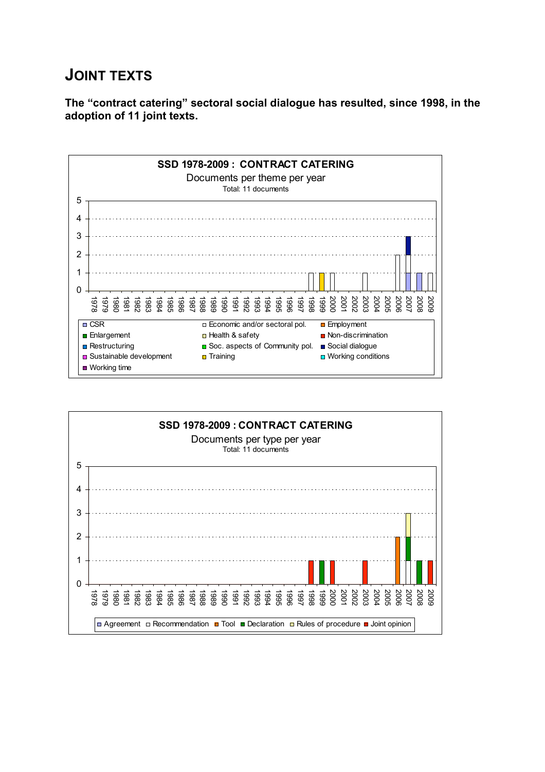## JOINT TEXTS

**The "contract catering" sectoral social dialogue has resulted, since 1998, in the adoption of 11 joint texts.**

**SSD 1978-2009 : CONTRACT CATERING**

Documents per theme per year

Total: 11 documents

- CSR
- Economic and/or sectoral pol.
- Employment
- Enlargement
- Health & safety
- Non-discrimination
- Restructuring
- Soc. aspects of Community pol.
- Social dialogue
- Sustainable development
- Training
- Working conditions
- Working time

**SSD 1978-2009 : CONTRACT CATERING**

Documents per type per year

Total: 11 documents

- Agreement
- Recommendation
- Tool
- Declaration
- Rules of procedure
- Joint opinion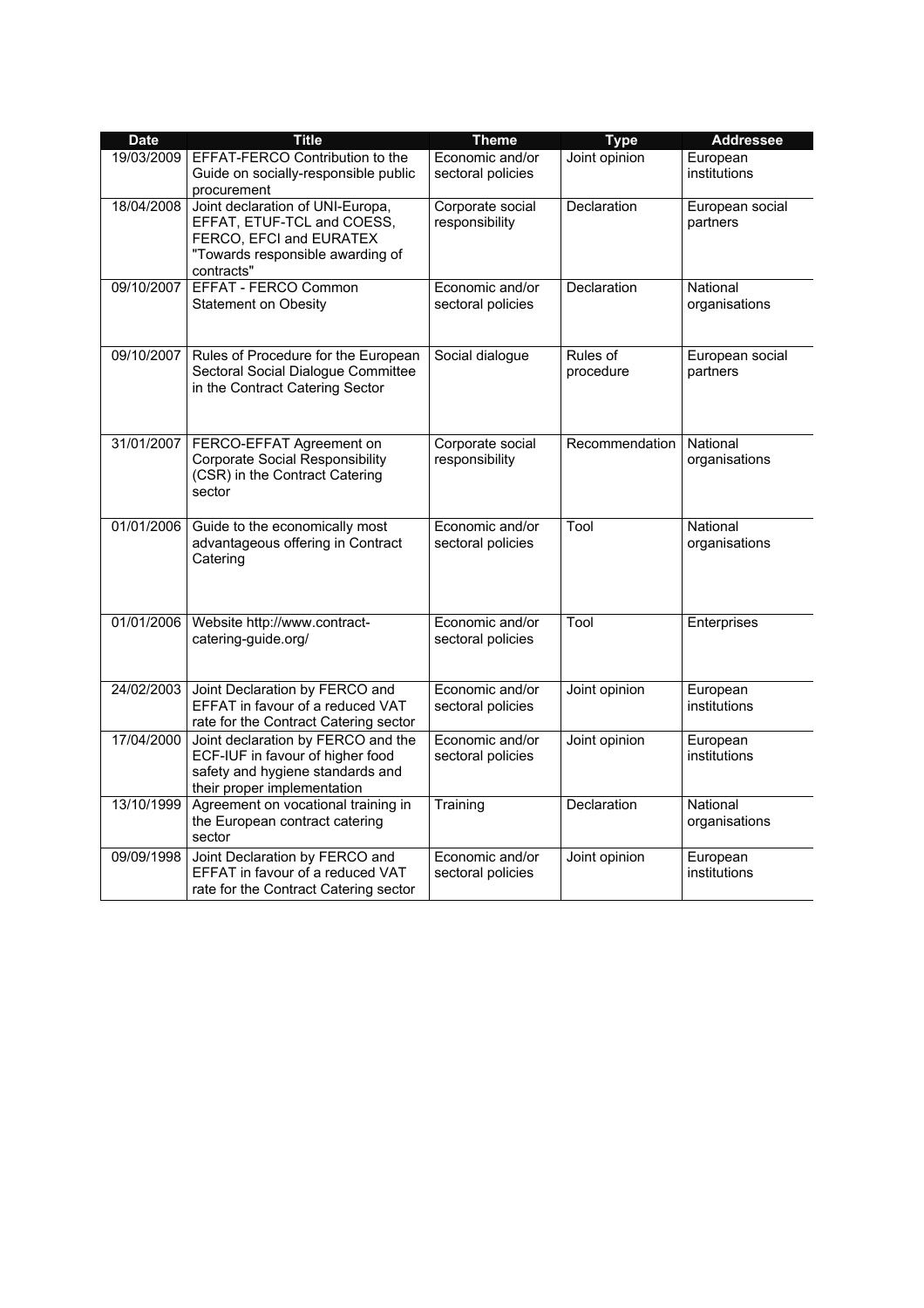| Date | Title | Theme | Type | Addressee |
| --- | --- | --- | --- | --- |
| 19/03/2009 | EFFAT-FERCO Contribution to the Guide on socially-responsible public procurement | Economic and/or sectoral policies | Joint opinion | European institutions |
| 18/04/2008 | Joint declaration of UNI-Europa, EFFAT, ETUF-TCL and COESS, FERCO, EFCI and EURATEX "Towards responsible awarding of contracts" | Corporate social responsibility | Declaration | European social partners |
| 09/10/2007 | EFFAT - FERCO Common Statement on Obesity | Economic and/or sectoral policies | Declaration | National organisations |
| 09/10/2007 | Rules of Procedure for the European Sectoral Social Dialogue Committee in the Contract Catering Sector | Social dialogue | Rules of procedure | European social partners |
| 31/01/2007 | FERCO-EFFAT Agreement on Corporate Social Responsibility (CSR) in the Contract Catering sector | Corporate social responsibility | Recommendation | National organisations |
| 01/01/2006 | Guide to the economically most advantageous offering in Contract Catering | Economic and/or sectoral policies | Tool | National organisations |
| 01/01/2006 | Website http://www.contract-catering-guide.org/ | Economic and/or sectoral policies | Tool | Enterprises |
| 24/02/2003 | Joint Declaration by FERCO and EFFAT in favour of a reduced VAT rate for the Contract Catering sector | Economic and/or sectoral policies | Joint opinion | European institutions |
| 17/04/2000 | Joint declaration by FERCO and the ECF-IUF in favour of higher food safety and hygiene standards and their proper implementation | Economic and/or sectoral policies | Joint opinion | European institutions |
| 13/10/1999 | Agreement on vocational training in the European contract catering sector | Training | Declaration | National organisations |
| 09/09/1998 | Joint Declaration by FERCO and EFFAT in favour of a reduced VAT rate for the Contract Catering sector | Economic and/or sectoral policies | Joint opinion | European institutions |